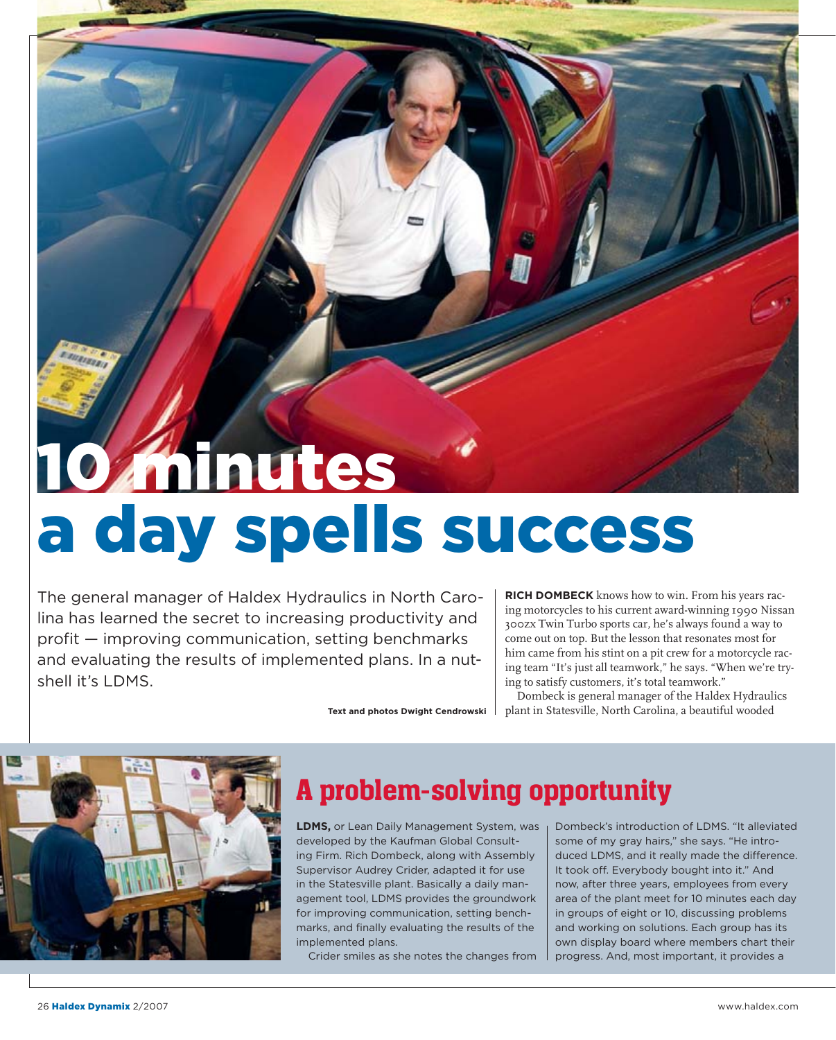# 10 minutes a day spells success

The general manager of Haldex Hydraulics in North Carolina has learned the secret to increasing productivity and profit — improving communication, setting benchmarks and evaluating the results of implemented plans. In a nutshell it's LDMS.

**Text and photos Dwight Cendrowski**

**RICH DOMBECK** knows how to win. From his years racing motorcycles to his current award-winning 1990 Nissan 300zx Twin Turbo sports car, he's always found a way to come out on top. But the lesson that resonates most for him came from his stint on a pit crew for a motorcycle racing team "It's just all teamwork," he says. "When we're trying to satisfy customers, it's total teamwork."

Dombeck is general manager of the Haldex Hydraulics plant in Statesville, North Carolina, a beautiful wooded

## A problem-solving opportunity

**LDMS,** or Lean Daily Management System, was developed by the Kaufman Global Consulting Firm. Rich Dombeck, along with Assembly Supervisor Audrey Crider, adapted it for use in the Statesville plant. Basically a daily management tool, LDMS provides the groundwork for improving communication, setting benchmarks, and finally evaluating the results of the implemented plans.

Crider smiles as she notes the changes from Dombeck's introduction of LDMS. "It alleviated some of my gray hairs," she says. "He introduced LDMS, and it really made the difference. It took off. Everybody bought into it." And now, after three years, employees from every area of the plant meet for 10 minutes each day in groups of eight or 10, discussing problems and working on solutions. Each group has its own display board where members chart their progress. And, most important, it provides a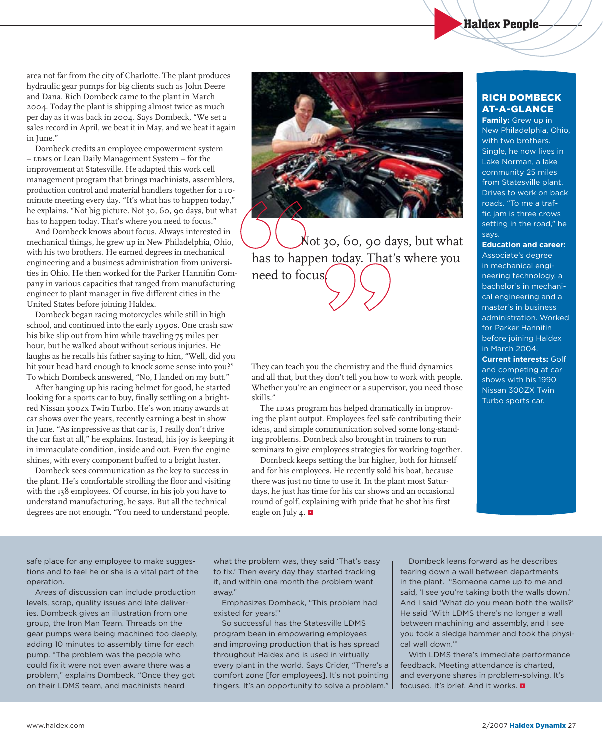area not far from the city of Charlotte. The plant produces hydraulic gear pumps for big clients such as John Deere and Dana. Rich Dombeck came to the plant in March 2004. Today the plant is shipping almost twice as much per day as it was back in 2004. Says Dombeck, "We set a sales record in April, we beat it in May, and we beat it again in June."

Dombeck credits an employee empowerment system – LDMS or Lean Daily Management System – for the improvement at Statesville. He adapted this work cell management program that brings machinists, assemblers, production control and material handlers together for a 10-minute meeting every day. "It's what has to happen today," he explains. "Not big picture. Not 30, 60, 90 days, but what has to happen today. That's where you need to focus."

And Dombeck knows about focus. Always interested in mechanical things, he grew up in New Philadelphia, Ohio, with his two brothers. He earned degrees in mechanical engineering and a business administration from universities in Ohio. He then worked for the Parker Hannifin Company in various capacities that ranged from manufacturing engineer to plant manager in five different cities in the United States before joining Haldex.

Dombeck began racing motorcycles while still in high school, and continued into the early 1990s. One crash saw his bike slip out from him while traveling 75 miles per hour, but he walked about without serious injuries. He laughs as he recalls his father saying to him, "Well, did you hit your head hard enough to knock some sense into you?" To which Dombeck answered, "No, I landed on my butt."

After hanging up his racing helmet for good, he started looking for a sports car to buy, finally settling on a bright-red Nissan 300ZX Twin Turbo. He's won many awards at car shows over the years, recently earning a best in show in June. "As impressive as that car is, I really don't drive the car fast at all," he explains. Instead, his joy is keeping it in immaculate condition, inside and out. Even the engine shines, with every component buffed to a bright luster.

Dombeck sees communication as the key to success in the plant. He's comfortable strolling the floor and visiting with the 138 employees. Of course, in his job you have to understand manufacturing, he says. But all the technical degrees are not enough. "You need to understand people. They can teach you the chemistry and the fluid dynamics and all that, but they don't tell you how to work with people. Whether you're an engineer or a supervisor, you need those skills."

> "Not 30, 60, 90 days, but what has to happen today. That's where you need to focus."

The LDMS program has helped dramatically in improving the plant output. Employees feel safe contributing their ideas, and simple communication solved some long-standing problems. Dombeck also brought in trainers to run seminars to give employees strategies for working together.

Dombeck keeps setting the bar higher, both for himself and for his employees. He recently sold his boat, because there was just no time to use it. In the plant most Saturdays, he just has time for his car shows and an occasional round of golf, explaining with pride that he shot his first eagle on July 4.

## RICH DOMBECK AT-A-GLANCE

**Family:** Grew up in New Philadelphia, Ohio, with two brothers. Single, he now lives in Lake Norman, a lake community 25 miles from Statesville plant. Drives to work on back roads. "To me a traffic jam is three crows setting in the road," he says.

**Education and career:** Associate's degree in mechanical engineering technology, a bachelor's in mechanical engineering and a master's in business administration. Worked for Parker Hannifin before joining Haldex in March 2004.

**Current interests:** Golf and competing at car shows with his 1990 Nissan 300ZX Twin Turbo sports car.

---

safe place for any employee to make suggestions and to feel he or she is a vital part of the operation.

Areas of discussion can include production levels, scrap, quality issues and late deliveries. Dombeck gives an illustration from one group, the Iron Man Team. Threads on the gear pumps were being machined too deeply, adding 10 minutes to assembly time for each pump. "The problem was the people who could fix it were not even aware there was a problem," explains Dombeck. "Once they got on their LDMS team, and machinists heard what the problem was, they said 'That's easy to fix.' Then every day they started tracking it, and within one month the problem went away."

Emphasizes Dombeck, "This problem had existed for years!"

So successful has the Statesville LDMS program been in empowering employees and improving production that is has spread throughout Haldex and is used in virtually every plant in the world. Says Crider, "There's a comfort zone [for employees]. It's not pointing fingers. It's an opportunity to solve a problem."

Dombeck leans forward as he describes tearing down a wall between departments in the plant. "Someone came up to me and said, 'I see you're taking both the walls down.' And I said 'What do you mean both the walls?' He said 'With LDMS there's no longer a wall between machining and assembly, and I see you took a sledge hammer and took the physical wall down.'"

With LDMS there's immediate performance feedback. Meeting attendance is charted, and everyone shares in problem-solving. It's focused. It's brief. And it works.